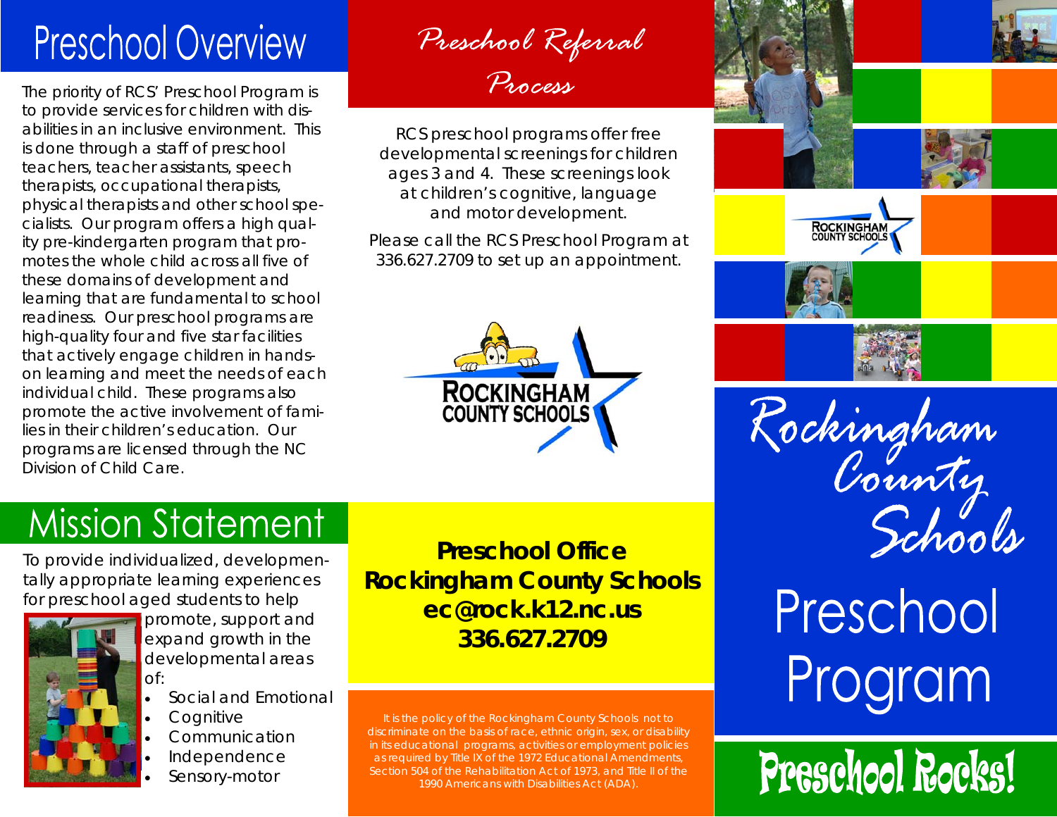# Preschool Overview

The priority of RCS' Preschool Program is to provide services for children with disabilities in an inclusive environment. This is done through a staff of preschool teachers, teacher assistants, speech therapists, occupational therapists, physical therapists and other school specialists. Our program offers a high quality pre-kindergarten program that promotes the whole child across all five of these domains of development and learning that are fundamental to school readiness. Our preschool programs are high-quality four and five star facilities that actively engage children in hands-on learning and meet the needs of each individual child. These programs also promote the active involvement of families in their children's education. Our programs are licensed through the NC Division of Child Care.

# Mission Statement

To provide individualized, developmentally appropriate learning experiences for preschool aged students to help promote, support and expand growth in the developmental areas of:

- Social and Emotional
- Cognitive
- Communication
- Independence
- Sensory-motor

# *Preschool Referral Process*

RCS preschool programs offer free developmental screenings for children ages 3 and 4. These screenings look at children's cognitive, language and motor development.

Please call the RCS Preschool Program at 336.627.2709 to set up an appointment.

ROCKINGHAM COUNTY SCHOOLS

**Preschool Office**
**Rockingham County Schools**
**ec@rock.k12.nc.us**
**336.627.2709**

It is the policy of the Rockingham County Schools not to discriminate on the basis of race, ethnic origin, sex, or disability in its educational programs, activities or employment policies as required by Title IX of the 1972 Educational Amendments, Section 504 of the Rehabilitation Act of 1973, and Title II of the 1990 Americans with Disabilities Act (ADA).

ROCKINGHAM COUNTY SCHOOLS

# *Rockingham County Schools*

# Preschool Program

## Preschool Rocks!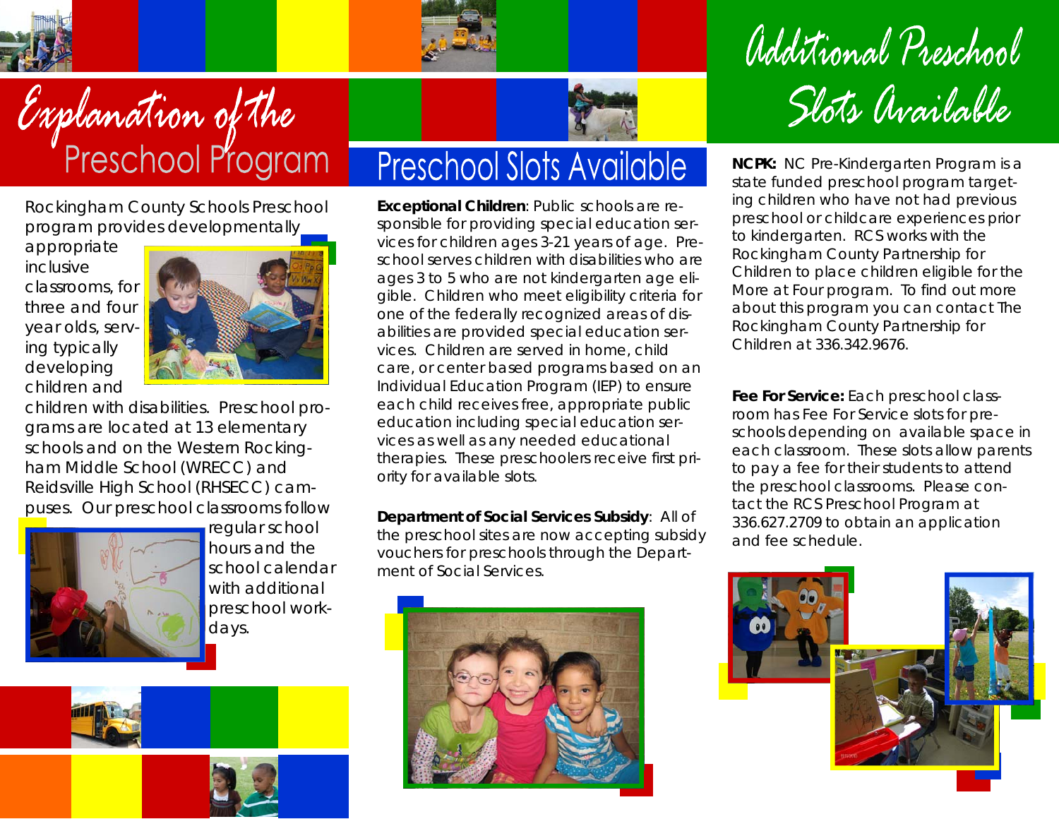# Explanation of the Preschool Program

Rockingham County Schools Preschool program provides developmentally appropriate inclusive classrooms, for three and four year olds, serving typically developing children and children with disabilities. Preschool programs are located at 13 elementary schools and on the Western Rockingham Middle School (WRECC) and Reidsville High School (RHSECC) campuses. Our preschool classrooms follow regular school hours and the school calendar with additional preschool workdays.

# Preschool Slots Available

**Exceptional Children**: Public schools are responsible for providing special education services for children ages 3-21 years of age. Preschool serves children with disabilities who are ages 3 to 5 who are not kindergarten age eligible. Children who meet eligibility criteria for one of the federally recognized areas of disabilities are provided special education services. Children are served in home, child care, or center based programs based on an Individual Education Program (IEP) to ensure each child receives free, appropriate public education including special education services as well as any needed educational therapies. These preschoolers receive first priority for available slots.

**Department of Social Services Subsidy**: All of the preschool sites are now accepting subsidy vouchers for preschools through the Department of Social Services.

# Additional Preschool Slots Available

**NCPK:** NC Pre-Kindergarten Program is a state funded preschool program targeting children who have not had previous preschool or childcare experiences prior to kindergarten. RCS works with the Rockingham County Partnership for Children to place children eligible for the More at Four program. To find out more about this program you can contact The Rockingham County Partnership for Children at 336.342.9676.

**Fee For Service:** Each preschool classroom has Fee For Service slots for preschools depending on available space in each classroom. These slots allow parents to pay a fee for their students to attend the preschool classrooms. Please contact the RCS Preschool Program at 336.627.2709 to obtain an application and fee schedule.